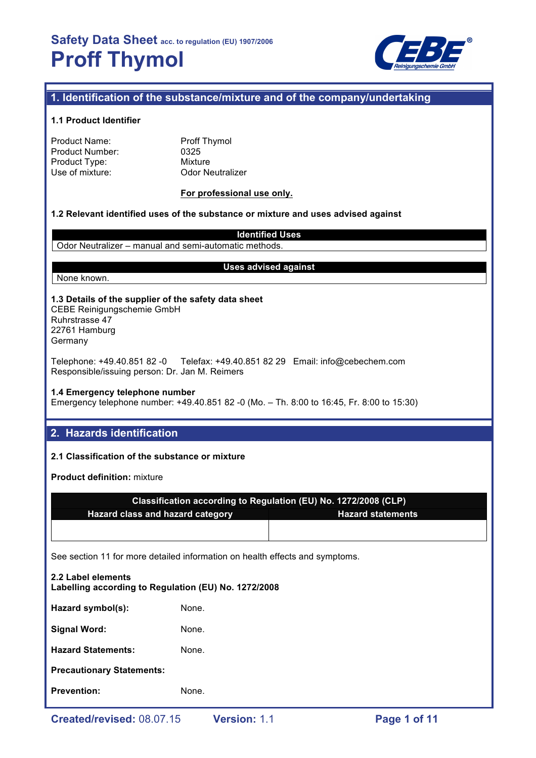# Safety Data Sheet acc. to regulation (EU) 1907/2006

# Proff Thymol

## 1. Identification of the substance/mixture and of the company/undertaking

### 1.1 Product Identifier

Product Name: Proff Thymol
Product Number: 0325
Product Type: Mixture
Use of mixture: Odor Neutralizer

**For professional use only.**

### 1.2 Relevant identified uses of the substance or mixture and uses advised against

| Identified Uses |
|---|
| Odor Neutralizer – manual and semi-automatic methods. |

| Uses advised against |
|---|
| None known. |

### 1.3 Details of the supplier of the safety data sheet

CEBE Reinigungschemie GmbH
Ruhrstrasse 47
22761 Hamburg
Germany

Telephone: +49.40.851 82 -0 Telefax: +49.40.851 82 29 Email: info@cebechem.com
Responsible/issuing person: Dr. Jan M. Reimers

### 1.4 Emergency telephone number

Emergency telephone number: +49.40.851 82 -0 (Mo. – Th. 8:00 to 16:45, Fr. 8:00 to 15:30)

## 2. Hazards identification

### 2.1 Classification of the substance or mixture

**Product definition:** mixture

| Classification according to Regulation (EU) No. 1272/2008 (CLP) | |
|---|---|
| **Hazard class and hazard category** | **Hazard statements** |
| | |

See section 11 for more detailed information on health effects and symptoms.

### 2.2 Label elements

**Labelling according to Regulation (EU) No. 1272/2008**

**Hazard symbol(s):** None.

**Signal Word:** None.

**Hazard Statements:** None.

**Precautionary Statements:**

**Prevention:** None.

Created/revised: 08.07.15 Version: 1.1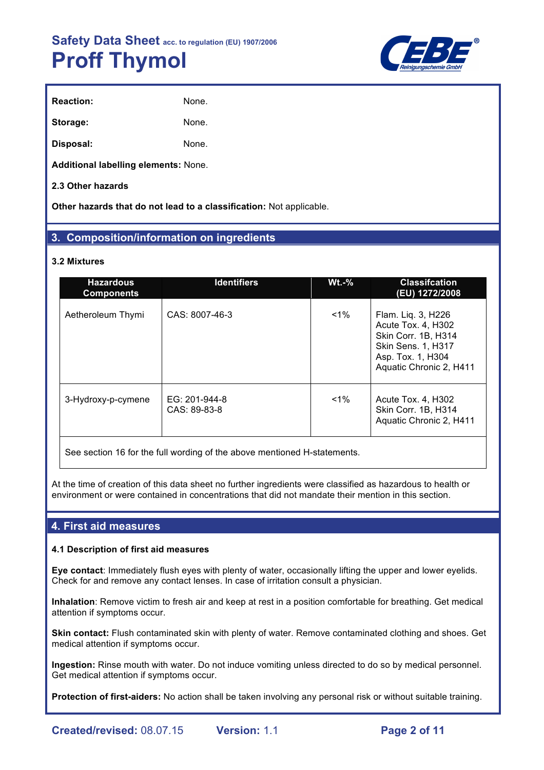**Reaction:** None.

**Storage:** None.

**Disposal:** None.

**Additional labelling elements:** None.

**2.3 Other hazards**

**Other hazards that do not lead to a classification:** Not applicable.

## 3. Composition/information on ingredients

**3.2 Mixtures**

| Hazardous Components | Identifiers | Wt.-% | Classifcation (EU) 1272/2008 |
|---|---|---|---|
| Aetheroleum Thymi | CAS: 8007-46-3 | <1% | Flam. Liq. 3, H226<br>Acute Tox. 4, H302<br>Skin Corr. 1B, H314<br>Skin Sens. 1, H317<br>Asp. Tox. 1, H304<br>Aquatic Chronic 2, H411 |
| 3-Hydroxy-p-cymene | EG: 201-944-8<br>CAS: 89-83-8 | <1% | Acute Tox. 4, H302<br>Skin Corr. 1B, H314<br>Aquatic Chronic 2, H411 |
| See section 16 for the full wording of the above mentioned H-statements. | | | |

At the time of creation of this data sheet no further ingredients were classified as hazardous to health or environment or were contained in concentrations that did not mandate their mention in this section.

## 4. First aid measures

**4.1 Description of first aid measures**

**Eye contact**: Immediately flush eyes with plenty of water, occasionally lifting the upper and lower eyelids. Check for and remove any contact lenses. In case of irritation consult a physician.

**Inhalation**: Remove victim to fresh air and keep at rest in a position comfortable for breathing. Get medical attention if symptoms occur.

**Skin contact:** Flush contaminated skin with plenty of water. Remove contaminated clothing and shoes. Get medical attention if symptoms occur.

**Ingestion:** Rinse mouth with water. Do not induce vomiting unless directed to do so by medical personnel. Get medical attention if symptoms occur.

**Protection of first-aiders:** No action shall be taken involving any personal risk or without suitable training.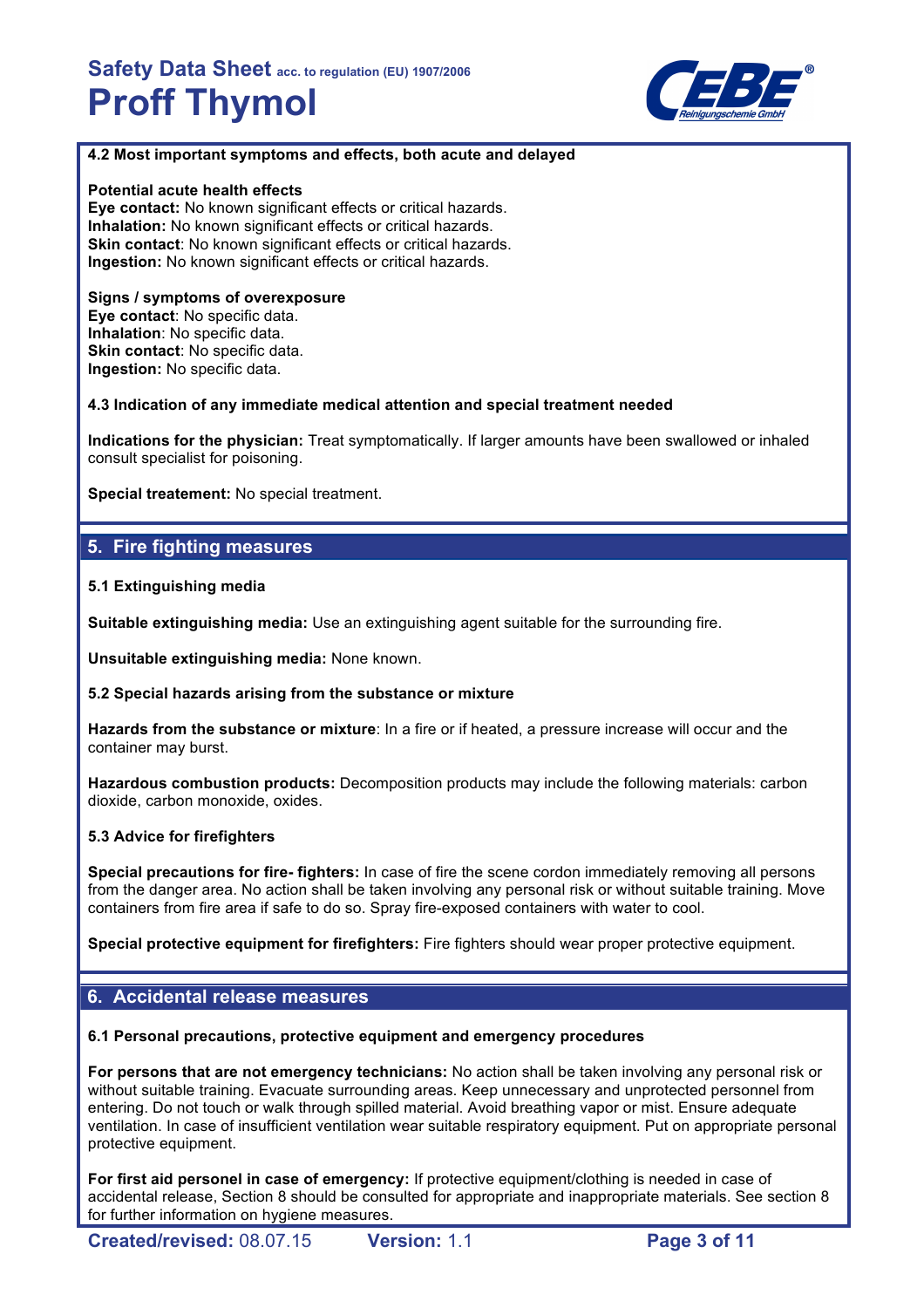### 4.2 Most important symptoms and effects, both acute and delayed

**Potential acute health effects**
**Eye contact:** No known significant effects or critical hazards.
**Inhalation:** No known significant effects or critical hazards.
**Skin contact**: No known significant effects or critical hazards.
**Ingestion:** No known significant effects or critical hazards.

**Signs / symptoms of overexposure**
**Eye contact**: No specific data.
**Inhalation**: No specific data.
**Skin contact**: No specific data.
**Ingestion:** No specific data.

### 4.3 Indication of any immediate medical attention and special treatment needed

**Indications for the physician:** Treat symptomatically. If larger amounts have been swallowed or inhaled consult specialist for poisoning.

**Special treatement:** No special treatment.

## 5. Fire fighting measures

### 5.1 Extinguishing media

**Suitable extinguishing media:** Use an extinguishing agent suitable for the surrounding fire.

**Unsuitable extinguishing media:** None known.

### 5.2 Special hazards arising from the substance or mixture

**Hazards from the substance or mixture**: In a fire or if heated, a pressure increase will occur and the container may burst.

**Hazardous combustion products:** Decomposition products may include the following materials: carbon dioxide, carbon monoxide, oxides.

### 5.3 Advice for firefighters

**Special precautions for fire- fighters:** In case of fire the scene cordon immediately removing all persons from the danger area. No action shall be taken involving any personal risk or without suitable training. Move containers from fire area if safe to do so. Spray fire-exposed containers with water to cool.

**Special protective equipment for firefighters:** Fire fighters should wear proper protective equipment.

## 6. Accidental release measures

### 6.1 Personal precautions, protective equipment and emergency procedures

**For persons that are not emergency technicians:** No action shall be taken involving any personal risk or without suitable training. Evacuate surrounding areas. Keep unnecessary and unprotected personnel from entering. Do not touch or walk through spilled material. Avoid breathing vapor or mist. Ensure adequate ventilation. In case of insufficient ventilation wear suitable respiratory equipment. Put on appropriate personal protective equipment.

**For first aid personel in case of emergency:** If protective equipment/clothing is needed in case of accidental release, Section 8 should be consulted for appropriate and inappropriate materials. See section 8 for further information on hygiene measures.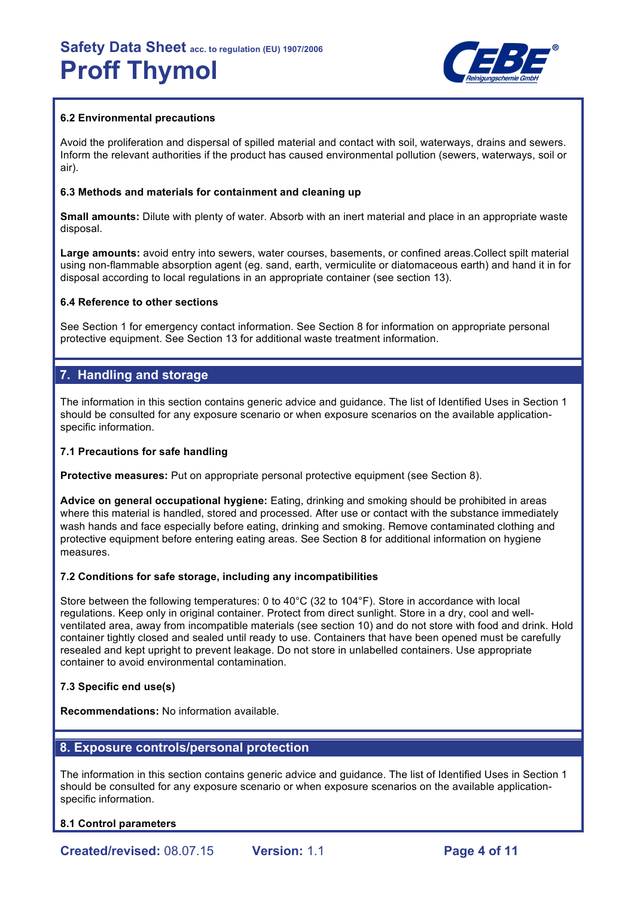### 6.2 Environmental precautions

Avoid the proliferation and dispersal of spilled material and contact with soil, waterways, drains and sewers. Inform the relevant authorities if the product has caused environmental pollution (sewers, waterways, soil or air).

### 6.3 Methods and materials for containment and cleaning up

**Small amounts:** Dilute with plenty of water. Absorb with an inert material and place in an appropriate waste disposal.

**Large amounts:** avoid entry into sewers, water courses, basements, or confined areas.Collect spilt material using non-flammable absorption agent (eg. sand, earth, vermiculite or diatomaceous earth) and hand it in for disposal according to local regulations in an appropriate container (see section 13).

### 6.4 Reference to other sections

See Section 1 for emergency contact information. See Section 8 for information on appropriate personal protective equipment. See Section 13 for additional waste treatment information.

## 7. Handling and storage

The information in this section contains generic advice and guidance. The list of Identified Uses in Section 1 should be consulted for any exposure scenario or when exposure scenarios on the available application-specific information.

### 7.1 Precautions for safe handling

**Protective measures:** Put on appropriate personal protective equipment (see Section 8).

**Advice on general occupational hygiene:** Eating, drinking and smoking should be prohibited in areas where this material is handled, stored and processed. After use or contact with the substance immediately wash hands and face especially before eating, drinking and smoking. Remove contaminated clothing and protective equipment before entering eating areas. See Section 8 for additional information on hygiene measures.

### 7.2 Conditions for safe storage, including any incompatibilities

Store between the following temperatures: 0 to 40°C (32 to 104°F). Store in accordance with local regulations. Keep only in original container. Protect from direct sunlight. Store in a dry, cool and well-ventilated area, away from incompatible materials (see section 10) and do not store with food and drink. Hold container tightly closed and sealed until ready to use. Containers that have been opened must be carefully resealed and kept upright to prevent leakage. Do not store in unlabelled containers. Use appropriate container to avoid environmental contamination.

### 7.3 Specific end use(s)

**Recommendations:** No information available.

## 8. Exposure controls/personal protection

The information in this section contains generic advice and guidance. The list of Identified Uses in Section 1 should be consulted for any exposure scenario or when exposure scenarios on the available application-specific information.

### 8.1 Control parameters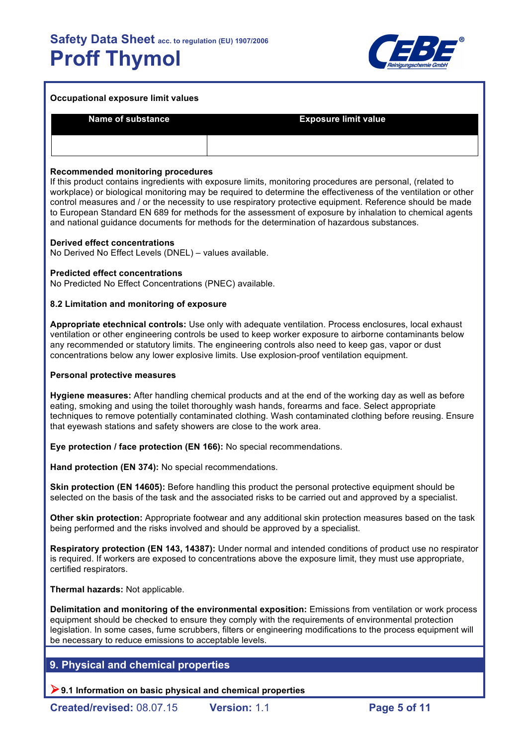**Occupational exposure limit values**

| Name of substance | Exposure limit value |
|---|---|
| | |

**Recommended monitoring procedures**
If this product contains ingredients with exposure limits, monitoring procedures are personal, (related to workplace) or biological monitoring may be required to determine the effectiveness of the ventilation or other control measures and / or the necessity to use respiratory protective equipment. Reference should be made to European Standard EN 689 for methods for the assessment of exposure by inhalation to chemical agents and national guidance documents for methods for the determination of hazardous substances.

**Derived effect concentrations**
No Derived No Effect Levels (DNEL) – values available.

**Predicted effect concentrations**
No Predicted No Effect Concentrations (PNEC) available.

**8.2 Limitation and monitoring of exposure**

**Appropriate etechnical controls:** Use only with adequate ventilation. Process enclosures, local exhaust ventilation or other engineering controls be used to keep worker exposure to airborne contaminants below any recommended or statutory limits. The engineering controls also need to keep gas, vapor or dust concentrations below any lower explosive limits. Use explosion-proof ventilation equipment.

**Personal protective measures**

**Hygiene measures:** After handling chemical products and at the end of the working day as well as before eating, smoking and using the toilet thoroughly wash hands, forearms and face. Select appropriate techniquues to remove potentially contaminated clothing. Wash contaminated clothing before reusing. Ensure that eyewash stations and safety showers are close to the work area.

**Eye protection / face protection (EN 166):** No special recommendations.

**Hand protection (EN 374):** No special recommendations.

**Skin protection (EN 14605):** Before handling this product the personal protective equipment should be selected on the basis of the task and the associated risks to be carried out and approved by a specialist.

**Other skin protection:** Appropriate footwear and any additional skin protection measures based on the task being performed and the risks involved and should be approved by a specialist.

**Respiratory protection (EN 143, 14387):** Under normal and intended conditions of product use no respirator is required. If workers are exposed to concentrations above the exposure limit, they must use appropriate, certified respirators.

**Thermal hazards:** Not applicable.

**Delimitation and monitoring of the environmental exposition:** Emissions from ventilation or work process equipment should be checked to ensure they comply with the requirements of environmental protection legislation. In some cases, fume scrubbers, filters or engineering modifications to the process equipment will be necessary to reduce emissions to acceptable levels.

## 9. Physical and chemical properties

**➤ 9.1 Information on basic physical and chemical properties**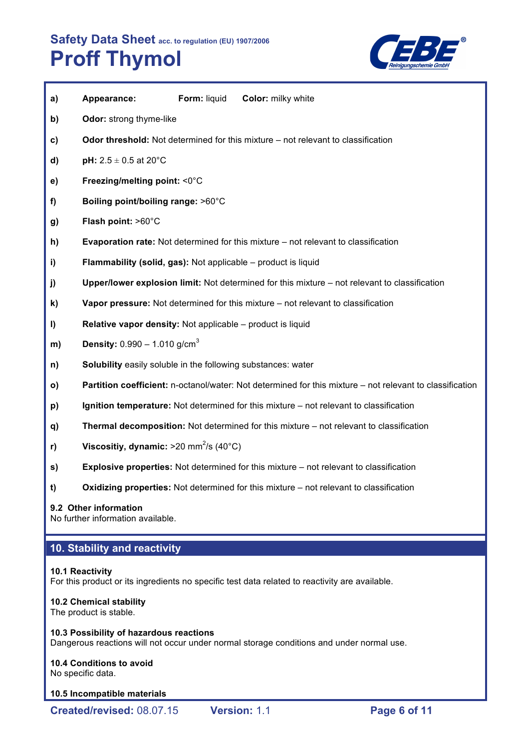**a)** **Appearance:** **Form:** liquid **Color:** milky white

**b)** **Odor:** strong thyme-like

**c)** **Odor threshold:** Not determined for this mixture – not relevant to classification

**d)** **pH:** 2.5 ± 0.5 at 20°C

**e)** **Freezing/melting point:** <0°C

**f)** **Boiling point/boiling range:** >60°C

**g)** **Flash point:** >60°C

**h)** **Evaporation rate:** Not determined for this mixture – not relevant to classification

**i)** **Flammability (solid, gas):** Not applicable – product is liquid

**j)** **Upper/lower explosion limit:** Not determined for this mixture – not relevant to classification

**k)** **Vapor pressure:** Not determined for this mixture – not relevant to classification

**l)** **Relative vapor density:** Not applicable – product is liquid

**m)** **Density:** 0.990 – 1.010 g/cm$^3$

**n)** **Solubility** easily soluble in the following substances: water

**o)** **Partition coefficient:** n-octanol/water: Not determined for this mixture – not relevant to classification

**p)** **Ignition temperature:** Not determined for this mixture – not relevant to classification

**q)** **Thermal decomposition:** Not determined for this mixture – not relevant to classification

**r)** **Viscositiy, dynamic:** >20 mm$^2$/s (40°C)

**s)** **Explosive properties:** Not determined for this mixture – not relevant to classification

**t)** **Oxidizing properties:** Not determined for this mixture – not relevant to classification

**9.2 Other information**
No further information available.

## 10. Stability and reactivity

**10.1 Reactivity**
For this product or its ingredients no specific test data related to reactivity are available.

**10.2 Chemical stability**
The product is stable.

**10.3 Possibility of hazardous reactions**
Dangerous reactions will not occur under normal storage conditions and under normal use.

**10.4 Conditions to avoid**
No specific data.

**10.5 Incompatible materials**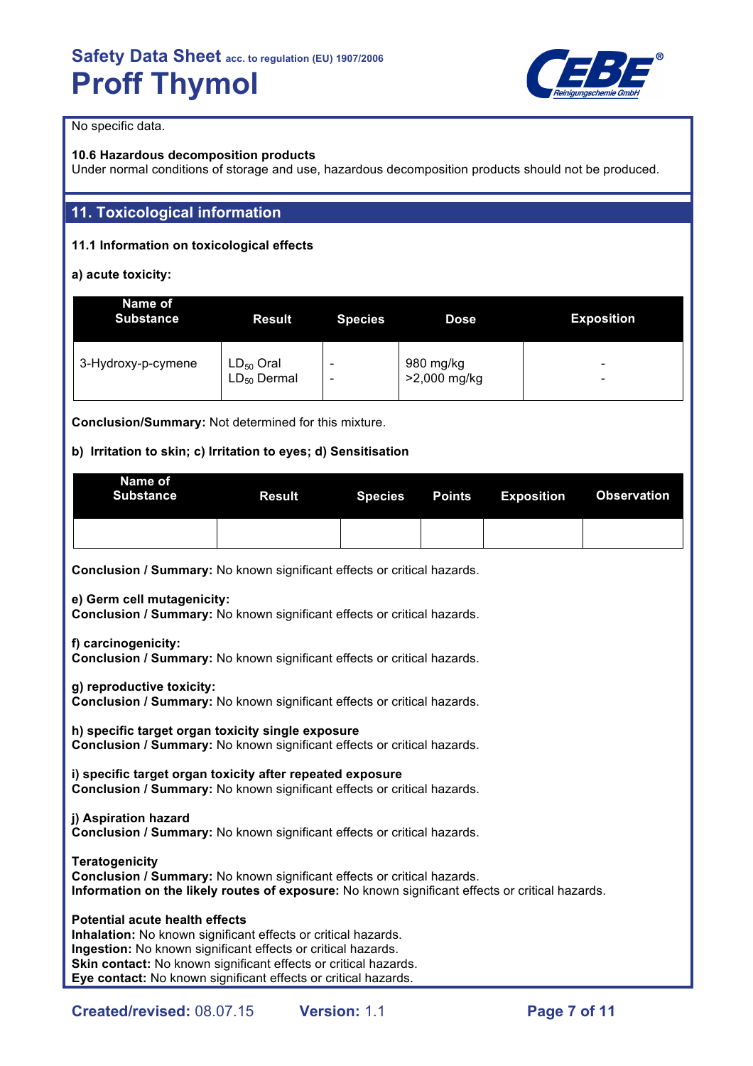No specific data.

**10.6 Hazardous decomposition products**
Under normal conditions of storage and use, hazardous decomposition products should not be produced.

## 11. Toxicological information

**11.1 Information on toxicological effects**

**a) acute toxicity:**

| Name of Substance | Result | Species | Dose | Exposition |
|---|---|---|---|---|
| 3-Hydroxy-p-cymene | $LD_{50}$ Oral<br>$LD_{50}$ Dermal | -<br>- | 980 mg/kg<br>>2,000 mg/kg | -<br>- |

**Conclusion/Summary:** Not determined for this mixture.

**b) Irritation to skin; c) Irritation to eyes; d) Sensitisation**

| Name of Substance | Result | Species | Points | Exposition | Observation |
|---|---|---|---|---|---|
| | | | | | |

**Conclusion / Summary:** No known significant effects or critical hazards.

**e) Germ cell mutagenicity:**
**Conclusion / Summary:** No known significant effects or critical hazards.

**f) carcinogenicity:**
**Conclusion / Summary:** No known significant effects or critical hazards.

**g) reproductive toxicity:**
**Conclusion / Summary:** No known significant effects or critical hazards.

**h) specific target organ toxicity single exposure**
**Conclusion / Summary:** No known significant effects or critical hazards.

**i) specific target organ toxicity after repeated exposure**
**Conclusion / Summary:** No known significant effects or critical hazards.

**j) Aspiration hazard**
**Conclusion / Summary:** No known significant effects or critical hazards.

**Teratogenicity**
**Conclusion / Summary:** No known significant effects or critical hazards.
**Information on the likely routes of exposure:** No known significant effects or critical hazards.

**Potential acute health effects**
**Inhalation:** No known significant effects or critical hazards.
**Ingestion:** No known significant effects or critical hazards.
**Skin contact:** No known significant effects or critical hazards.
**Eye contact:** No known significant effects or critical hazards.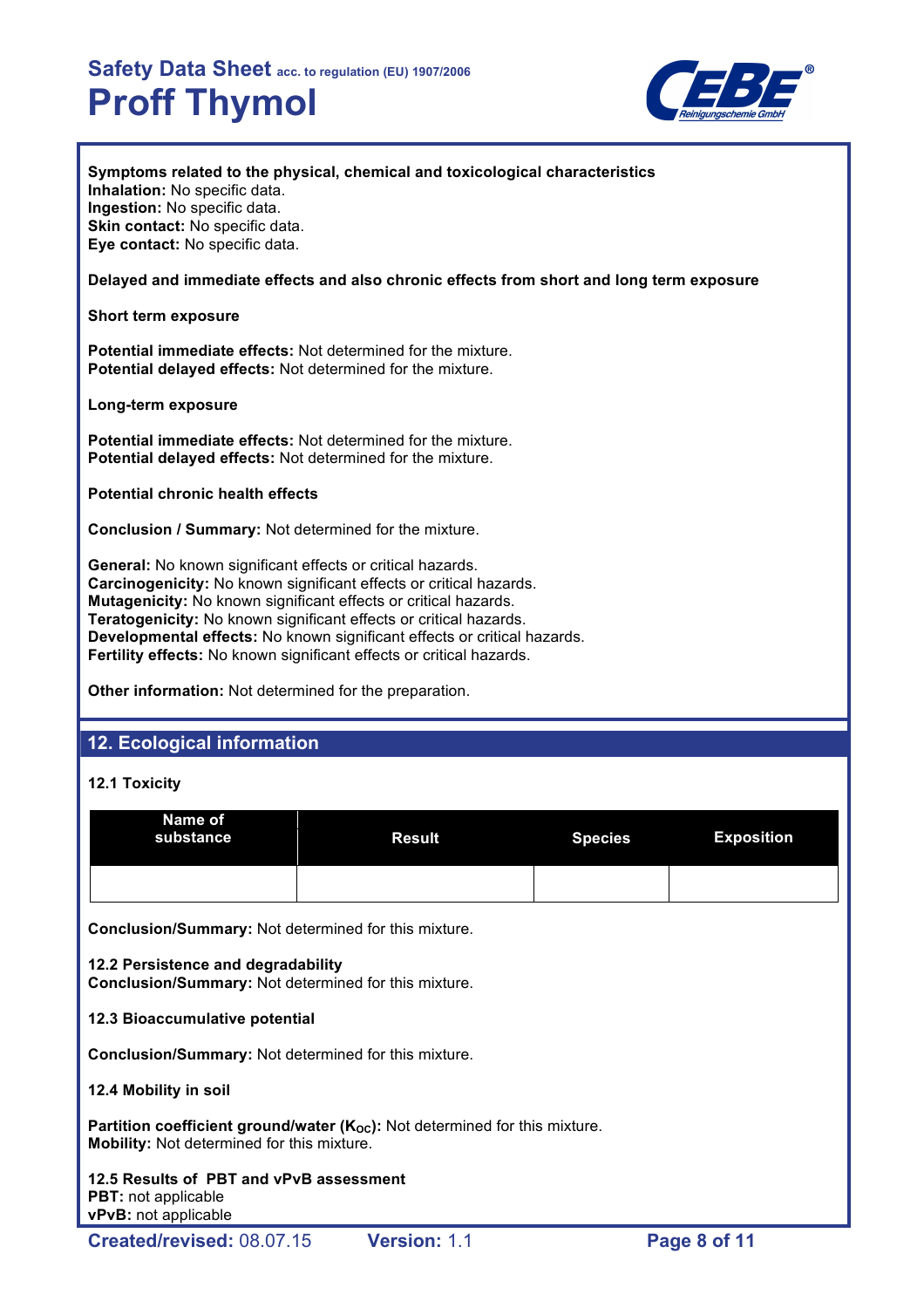**Symptoms related to the physical, chemical and toxicological characteristics**
**Inhalation:** No specific data.
**Ingestion:** No specific data.
**Skin contact:** No specific data.
**Eye contact:** No specific data.

**Delayed and immediate effects and also chronic effects from short and long term exposure**

**Short term exposure**

**Potential immediate effects:** Not determined for the mixture.
**Potential delayed effects:** Not determined for the mixture.

**Long-term exposure**

**Potential immediate effects:** Not determined for the mixture.
**Potential delayed effects:** Not determined for the mixture.

**Potential chronic health effects**

**Conclusion / Summary:** Not determined for the mixture.

**General:** No known significant effects or critical hazards.
**Carcinogenicity:** No known significant effects or critical hazards.
**Mutagenicity:** No known significant effects or critical hazards.
**Teratogenicity:** No known significant effects or critical hazards.
**Developmental effects:** No known significant effects or critical hazards.
**Fertility effects:** No known significant effects or critical hazards.

**Other information:** Not determined for the preparation.

## 12. Ecological information

### 12.1 Toxicity

| Name of substance | Result | Species | Exposition |
|---|---|---|---|
| | | | |

**Conclusion/Summary:** Not determined for this mixture.

### 12.2 Persistence and degradability
**Conclusion/Summary:** Not determined for this mixture.

### 12.3 Bioaccumulative potential

**Conclusion/Summary:** Not determined for this mixture.

### 12.4 Mobility in soil

**Partition coefficient ground/water ($K_{OC}$):** Not determined for this mixture.
**Mobility:** Not determined for this mixture.

### 12.5 Results of PBT and vPvB assessment
**PBT:** not applicable
**vPvB:** not applicable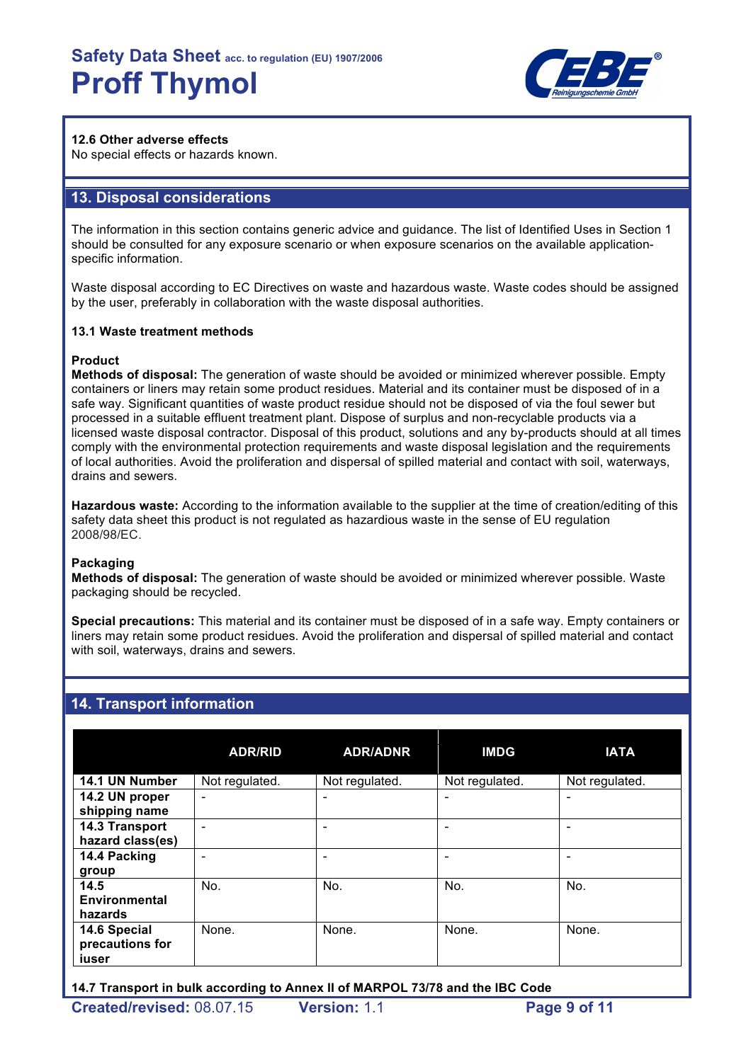#### 12.6 Other adverse effects

No special effects or hazards known.

## 13. Disposal considerations

The information in this section contains generic advice and guidance. The list of Identified Uses in Section 1 should be consulted for any exposure scenario or when exposure scenarios on the available application-specific information.

Waste disposal according to EC Directives on waste and hazardous waste. Waste codes should be assigned by the user, preferably in collaboration with the waste disposal authorities.

#### 13.1 Waste treatment methods

**Product**

**Methods of disposal:** The generation of waste should be avoided or minimized wherever possible. Empty containers or liners may retain some product residues. Material and its container must be disposed of in a safe way. Significant quantities of waste product residue should not be disposed of via the foul sewer but processed in a suitable effluent treatment plant. Dispose of surplus and non-recyclable products via a licensed waste disposal contractor. Disposal of this product, solutions and any by-products should at all times comply with the environmental protection requirements and waste disposal legislation and the requirements of local authorities. Avoid the proliferation and dispersal of spilled material and contact with soil, waterways, drains and sewers.

**Hazardous waste:** According to the information available to the supplier at the time of creation/editing of this safety data sheet this product is not regulated as hazardious waste in the sense of EU regulation 2008/98/EC.

**Packaging**

**Methods of disposal:** The generation of waste should be avoided or minimized wherever possible. Waste packaging should be recycled.

**Special precautions:** This material and its container must be disposed of in a safe way. Empty containers or liners may retain some product residues. Avoid the proliferation and dispersal of spilled material and contact with soil, waterways, drains and sewers.

## 14. Transport information

| | ADR/RID | ADR/ADNR | IMDG | IATA |
|---|---|---|---|---|
| **14.1 UN Number** | Not regulated. | Not regulated. | Not regulated. | Not regulated. |
| **14.2 UN proper shipping name** | - | - | - | - |
| **14.3 Transport hazard class(es)** | - | - | - | - |
| **14.4 Packing group** | - | - | - | - |
| **14.5 Environmental hazards** | No. | No. | No. | No. |
| **14.6 Special precautions for iuser** | None. | None. | None. | None. |

#### 14.7 Transport in bulk according to Annex II of MARPOL 73/78 and the IBC Code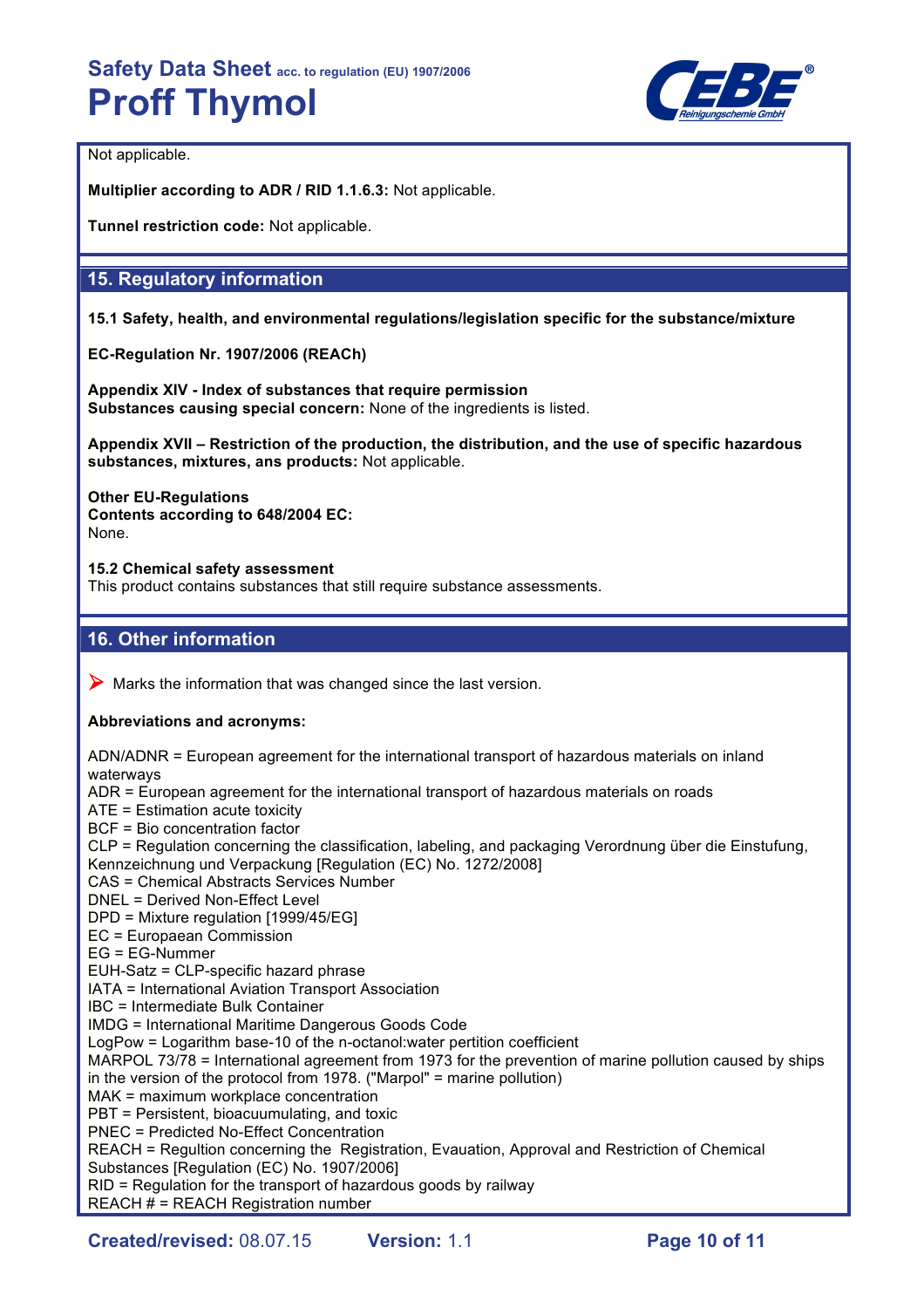Not applicable.

**Multiplier according to ADR / RID 1.1.6.3:** Not applicable.

**Tunnel restriction code:** Not applicable.

## 15. Regulatory information

**15.1 Safety, health, and environmental regulations/legislation specific for the substance/mixture**

**EC-Regulation Nr. 1907/2006 (REACh)**

**Appendix XIV - Index of substances that require permission**
**Substances causing special concern:** None of the ingredients is listed.

**Appendix XVII – Restriction of the production, the distribution, and the use of specific hazardous substances, mixtures, ans products:** Not applicable.

**Other EU-Regulations**
**Contents according to 648/2004 EC:**
None.

**15.2 Chemical safety assessment**
This product contains substances that still require substance assessments.

## 16. Other information

➤ Marks the information that was changed since the last version.

**Abbreviations and acronyms:**

ADN/ADNR = European agreement for the international transport of hazardous materials on inland waterways
ADR = European agreement for the international transport of hazardous materials on roads
ATE = Estimation acute toxicity
BCF = Bio concentration factor
CLP = Regulation concerning the classification, labeling, and packaging Verordnung über die Einstufung, Kennzeichnung und Verpackung [Regulation (EC) No. 1272/2008]
CAS = Chemical Abstracts Services Number
DNEL = Derived Non-Effect Level
DPD = Mixture regulation [1999/45/EG]
EC = Europaean Commission
EG = EG-Nummer
EUH-Satz = CLP-specific hazard phrase
IATA = International Aviation Transport Association
IBC = Intermediate Bulk Container
IMDG = International Maritime Dangerous Goods Code
LogPow = Logarithm base-10 of the n-octanol:water pertition coefficient
MARPOL 73/78 = International agreement from 1973 for the prevention of marine pollution caused by ships in the version of the protocol from 1978. ("Marpol" = marine pollution)
MAK = maximum workplace concentration
PBT = Persistent, bioacuumulating, and toxic
PNEC = Predicted No-Effect Concentration
REACH = Regultion concerning the Registration, Evauation, Approval and Restriction of Chemical Substances [Regulation (EC) No. 1907/2006]
RID = Regulation for the transport of hazardous goods by railway
REACH # = REACH Registration number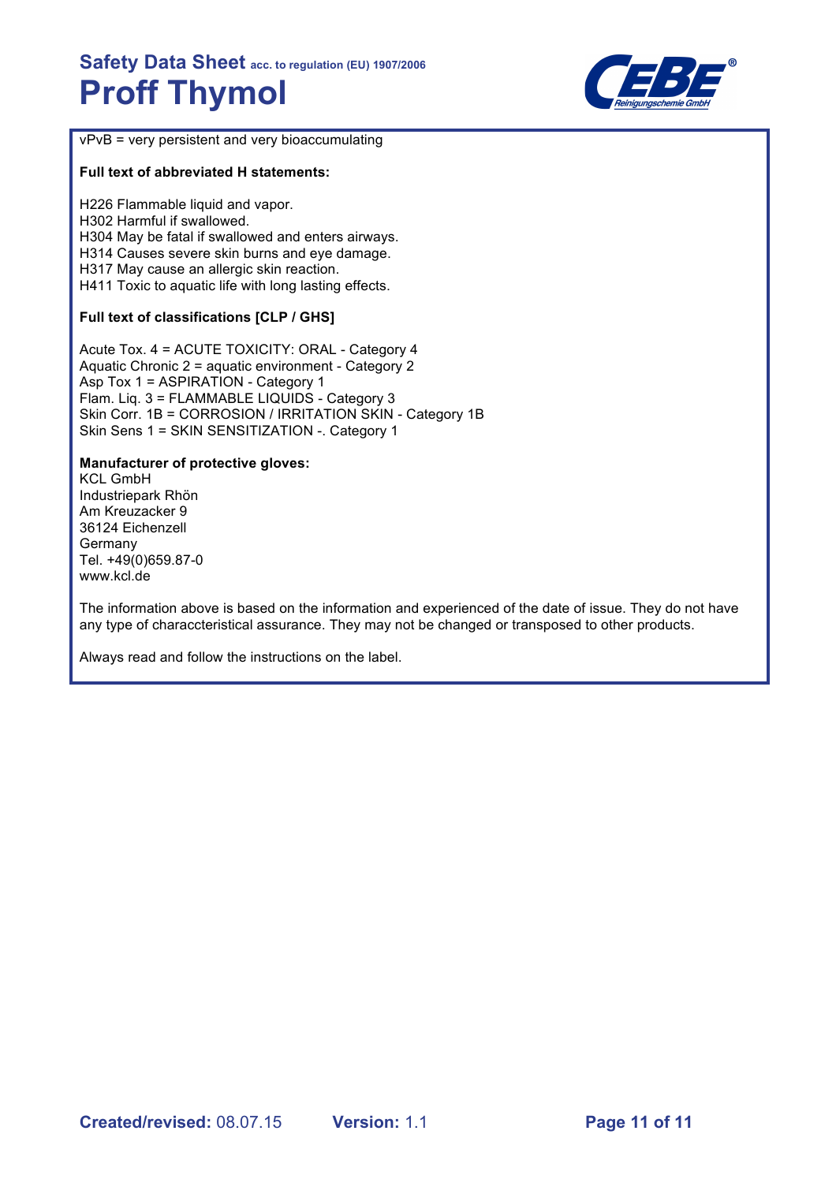vPvB = very persistent and very bioaccumulating

**Full text of abbreviated H statements:**

H226 Flammable liquid and vapor.
H302 Harmful if swallowed.
H304 May be fatal if swallowed and enters airways.
H314 Causes severe skin burns and eye damage.
H317 May cause an allergic skin reaction.
H411 Toxic to aquatic life with long lasting effects.

**Full text of classifications [CLP / GHS]**

Acute Tox. 4 = ACUTE TOXICITY: ORAL - Category 4
Aquatic Chronic 2 = aquatic environment - Category 2
Asp Tox 1 = ASPIRATION - Category 1
Flam. Liq. 3 = FLAMMABLE LIQUIDS - Category 3
Skin Corr. 1B = CORROSION / IRRITATION SKIN - Category 1B
Skin Sens 1 = SKIN SENSITIZATION -. Category 1

**Manufacturer of protective gloves:**
KCL GmbH
Industriepark Rhön
Am Kreuzacker 9
36124 Eichenzell
Germany
Tel. +49(0)659.87-0
www.kcl.de

The information above is based on the information and experienced of the date of issue. They do not have any type of characcteristical assurance. They may not be changed or transposed to other products.

Always read and follow the instructions on the label.